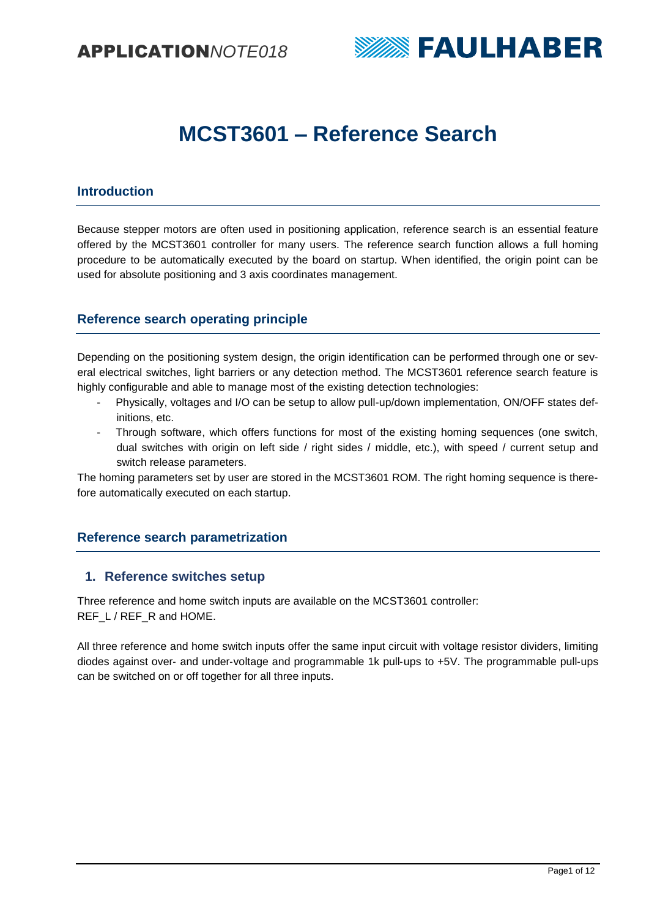# MCST3601 – Reference Search

## Introduction

Because stepper motors are often used in positioning application, reference search is an essential feature offered by the MCST3601 controller for many users. The reference search function allows a full homing procedure to be automatically executed by the board on startup. When identified, the origin point can be used for absolute positioning and 3 axis coordinates management.

## Reference search operating principle

Depending on the positioning system design, the origin identification can be performed through one or several electrical switches, light barriers or any detection method. The MCST3601 reference search feature is highly configurable and able to manage most of the existing detection technologies:

- Physically, voltages and I/O can be setup to allow pull-up/down implementation, ON/OFF states definitions, etc.
- Through software, which offers functions for most of the existing homing sequences (one switch, dual switches with origin on left side / right sides / middle, etc.), with speed / current setup and switch release parameters.

The homing parameters set by user are stored in the MCST3601 ROM. The right homing sequence is therefore automatically executed on each startup.

## Reference search parametrization

### 1. Reference switches setup

Three reference and home switch inputs are available on the MCST3601 controller:
REF_L / REF_R and HOME.

All three reference and home switch inputs offer the same input circuit with voltage resistor dividers, limiting diodes against over- and under-voltage and programmable 1k pull-ups to +5V. The programmable pull-ups can be switched on or off together for all three inputs.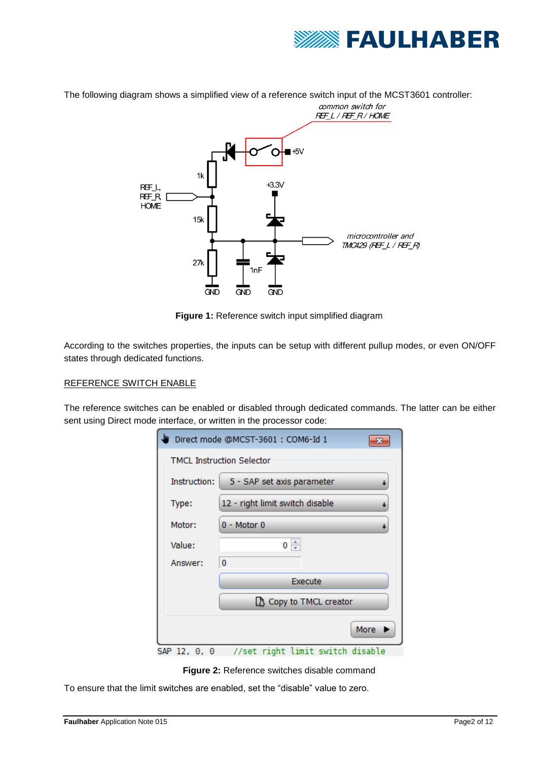The following diagram shows a simplified view of a reference switch input of the MCST3601 controller:

**Figure 1:** Reference switch input simplified diagram

According to the switches properties, the inputs can be setup with different pullup modes, or even ON/OFF states through dedicated functions.

REFERENCE SWITCH ENABLE

The reference switches can be enabled or disabled through dedicated commands. The latter can be either sent using Direct mode interface, or written in the processor code:

```
SAP 12, 0, 0    //set right limit switch disable
```

**Figure 2:** Reference switches disable command

To ensure that the limit switches are enabled, set the “disable” value to zero.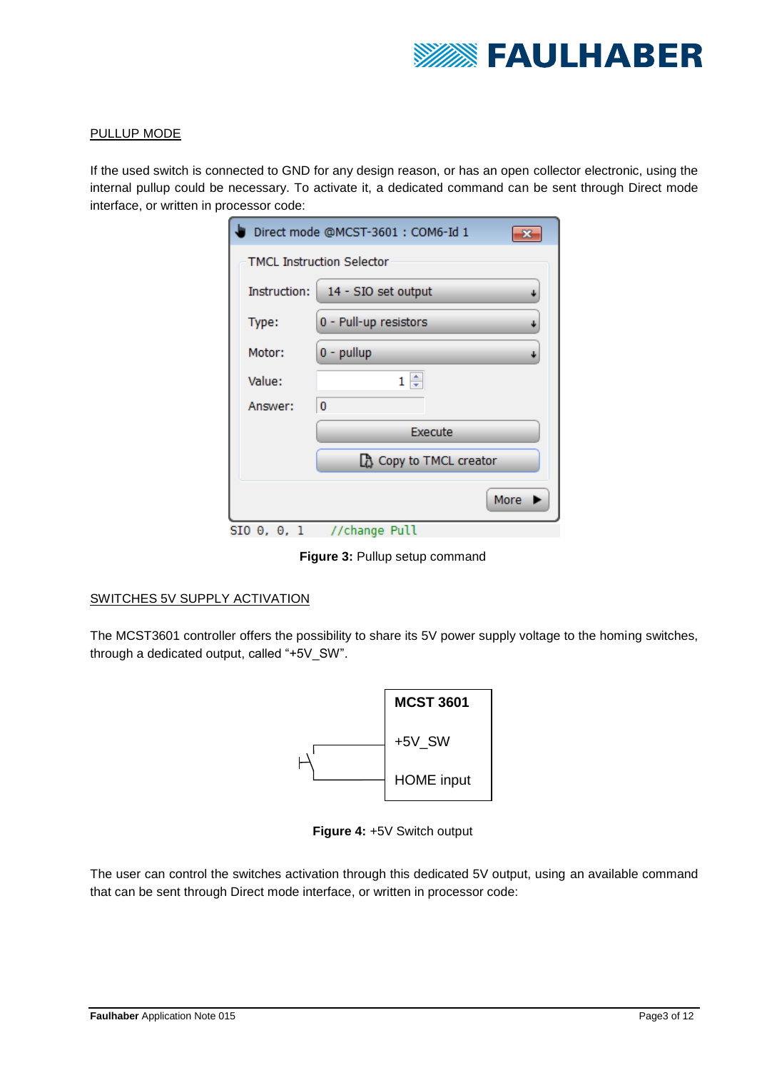PULLUP MODE

If the used switch is connected to GND for any design reason, or has an open collector electronic, using the internal pullup could be necessary. To activate it, a dedicated command can be sent through Direct mode interface, or written in processor code:

```
SIO 0, 0, 1     //change Pull
```

**Figure 3:** Pullup setup command

SWITCHES 5V SUPPLY ACTIVATION

The MCST3601 controller offers the possibility to share its 5V power supply voltage to the homing switches, through a dedicated output, called "+5V_SW".

**Figure 4:** +5V Switch output

The user can control the switches activation through this dedicated 5V output, using an available command that can be sent through Direct mode interface, or written in processor code: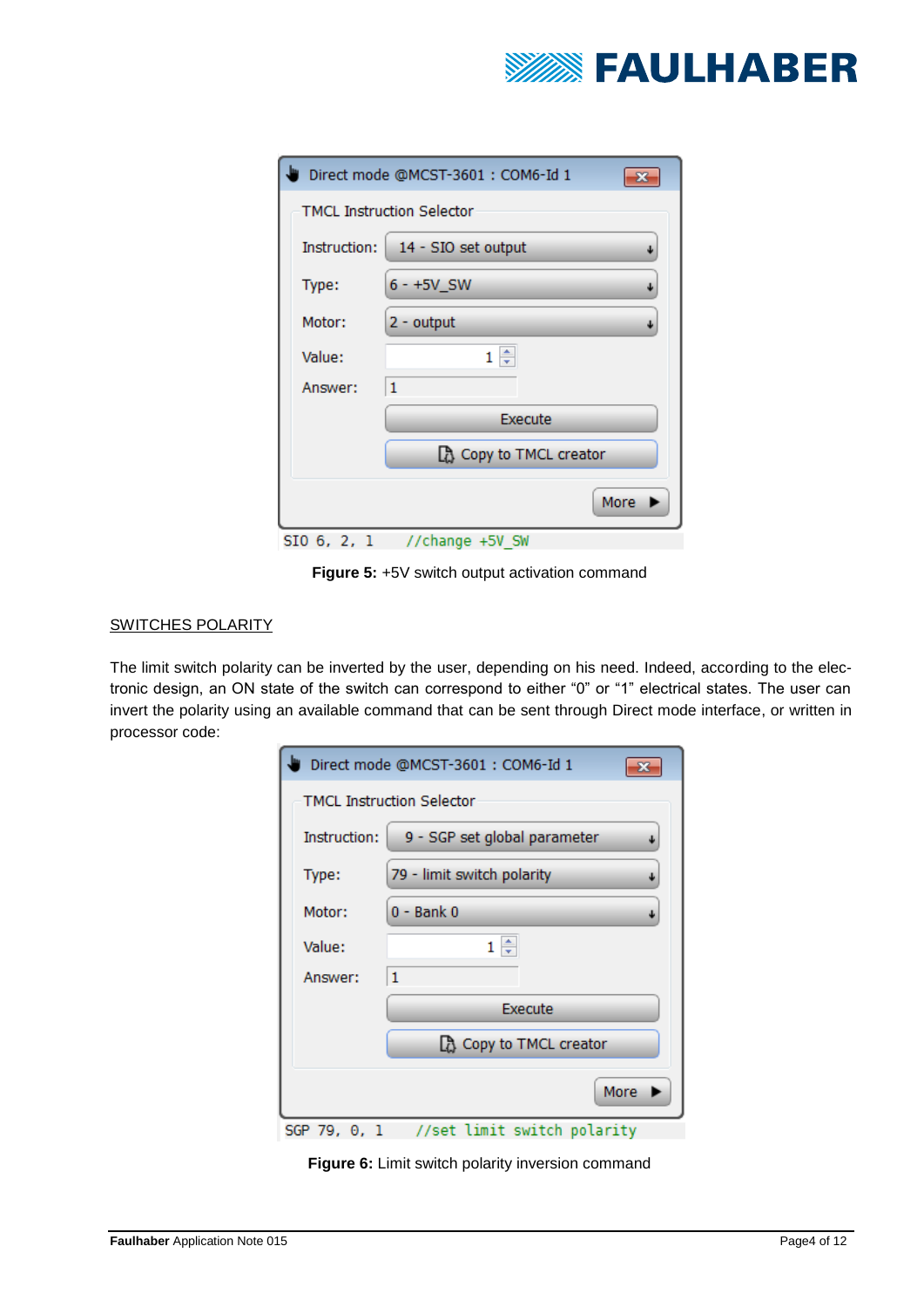Direct mode @MCST-3601 : COM6-Id 1

TMCL Instruction Selector

Instruction: 14 - SIO set output

Type: 6 - +5V_SW

Motor: 2 - output

Value: 1

Answer: 1

Execute

Copy to TMCL creator

More

```
SIO 6, 2, 1     //change +5V_SW
```

**Figure 5:** +5V switch output activation command

<u>SWITCHES POLARITY</u>

The limit switch polarity can be inverted by the user, depending on his need. Indeed, according to the electronic design, an ON state of the switch can correspond to either "0" or "1" electrical states. The user can invert the polarity using an available command that can be sent through Direct mode interface, or written in processor code:

Direct mode @MCST-3601 : COM6-Id 1

TMCL Instruction Selector

Instruction: 9 - SGP set global parameter

Type: 79 - limit switch polarity

Motor: 0 - Bank 0

Value: 1

Answer: 1

Execute

Copy to TMCL creator

More

```
SGP 79, 0, 1    //set limit switch polarity
```

**Figure 6:** Limit switch polarity inversion command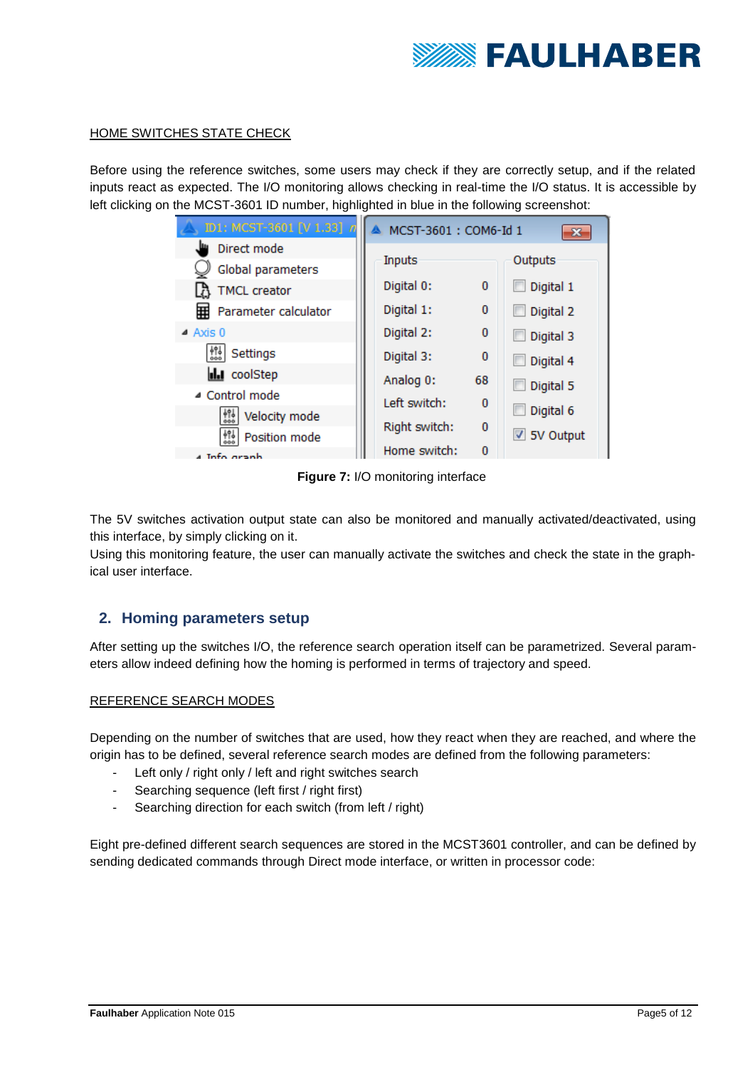HOME SWITCHES STATE CHECK

Before using the reference switches, some users may check if they are correctly setup, and if the related inputs react as expected. The I/O monitoring allows checking in real-time the I/O status. It is accessible by left clicking on the MCST-3601 ID number, highlighted in blue in the following screenshot:

**Figure 7:** I/O monitoring interface

The 5V switches activation output state can also be monitored and manually activated/deactivated, using this interface, by simply clicking on it.
Using this monitoring feature, the user can manually activate the switches and check the state in the graphical user interface.

## 2. Homing parameters setup

After setting up the switches I/O, the reference search operation itself can be parametrized. Several parameters allow indeed defining how the homing is performed in terms of trajectory and speed.

REFERENCE SEARCH MODES

Depending on the number of switches that are used, how they react when they are reached, and where the origin has to be defined, several reference search modes are defined from the following parameters:

- Left only / right only / left and right switches search
- Searching sequence (left first / right first)
- Searching direction for each switch (from left / right)

Eight pre-defined different search sequences are stored in the MCST3601 controller, and can be defined by sending dedicated commands through Direct mode interface, or written in processor code: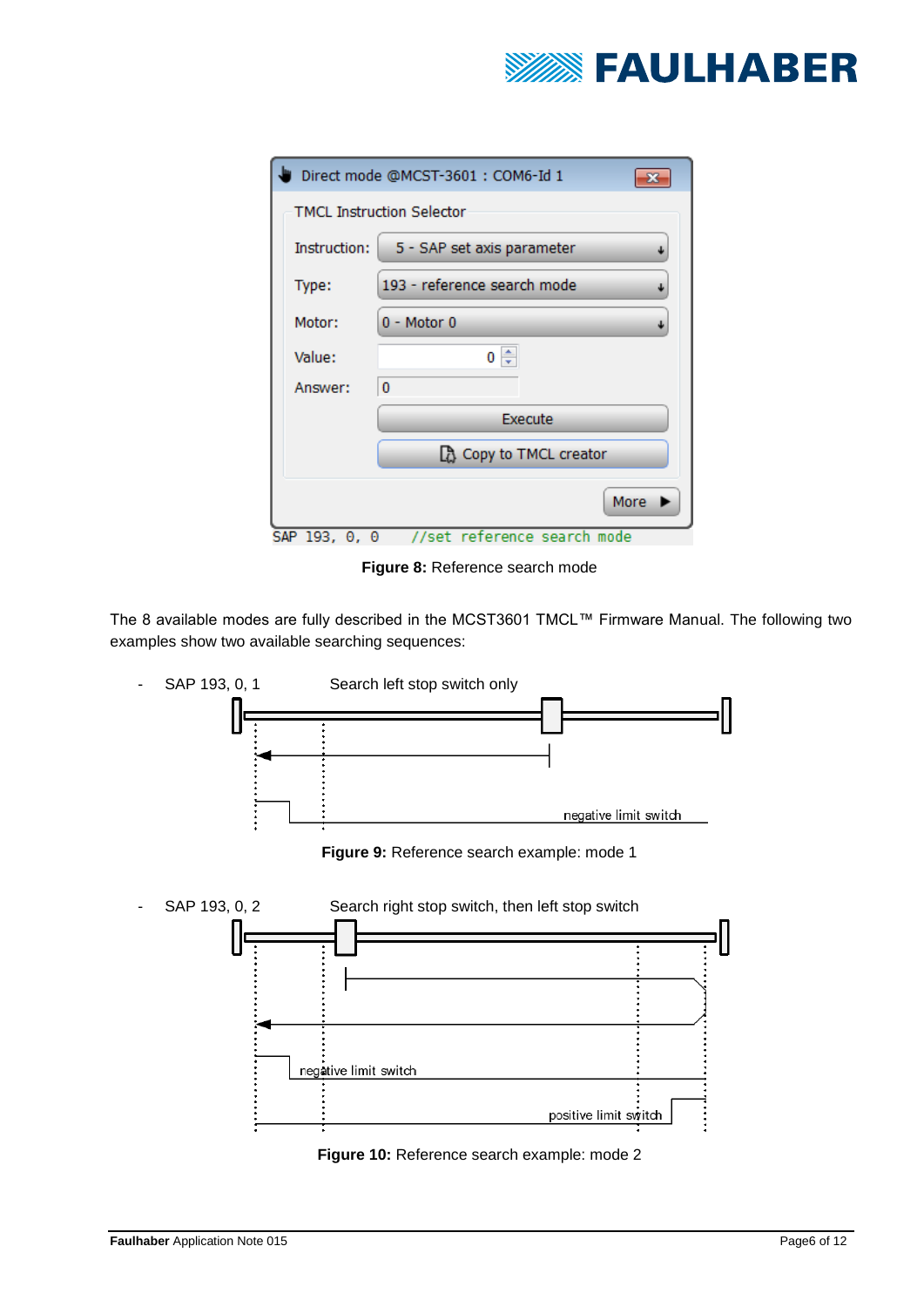Direct mode @MCST-3601 : COM6-Id 1

TMCL Instruction Selector

Instruction: 5 - SAP set axis parameter

Type: 193 - reference search mode

Motor: 0 - Motor 0

Value: 0

Answer: 0

Execute

Copy to TMCL creator

More

```
SAP 193, 0, 0    //set reference search mode
```

**Figure 8:** Reference search mode

The 8 available modes are fully described in the MCST3601 TMCL™ Firmware Manual. The following two examples show two available searching sequences:

- SAP 193, 0, 1 Search left stop switch only

negative limit switch

**Figure 9:** Reference search example: mode 1

- SAP 193, 0, 2 Search right stop switch, then left stop switch

negative limit switch

positive limit switch

**Figure 10:** Reference search example: mode 2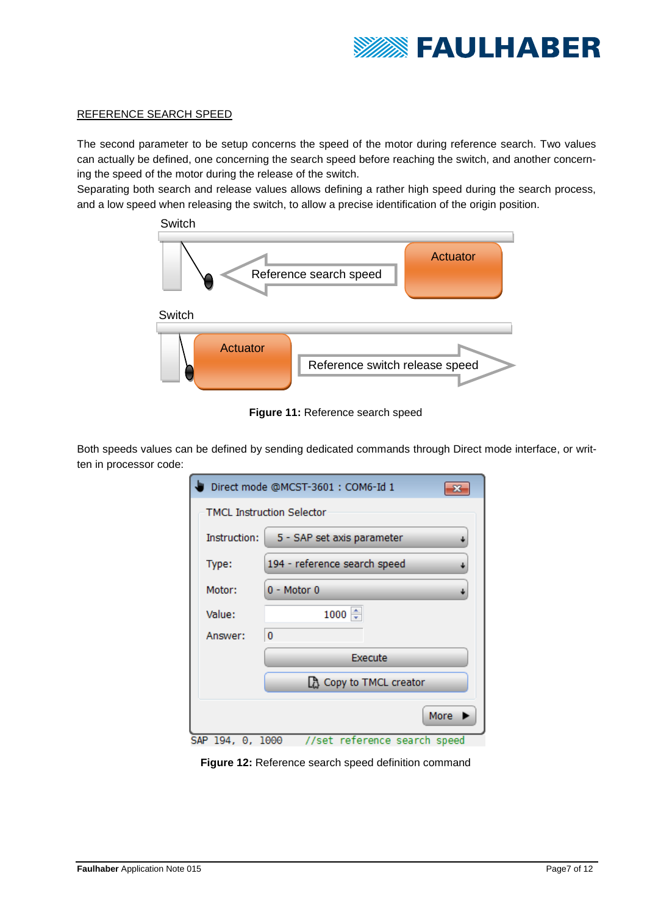## REFERENCE SEARCH SPEED

The second parameter to be setup concerns the speed of the motor during reference search. Two values can actually be defined, one concerning the search speed before reaching the switch, and another concerning the speed of the motor during the release of the switch.

Separating both search and release values allows defining a rather high speed during the search process, and a low speed when releasing the switch, to allow a precise identification of the origin position.

**Figure 11:** Reference search speed

Both speeds values can be defined by sending dedicated commands through Direct mode interface, or written in processor code:

```
SAP 194, 0, 1000    //set reference search speed
```

**Figure 12:** Reference search speed definition command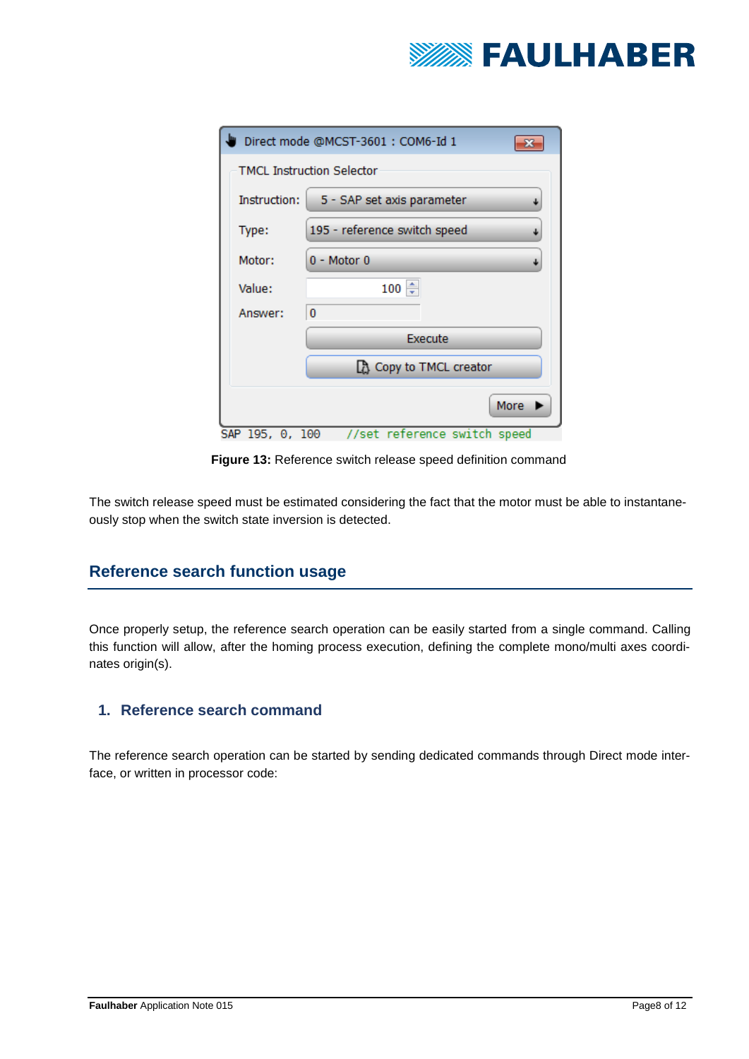Direct mode @MCST-3601 : COM6-Id 1

TMCL Instruction Selector

Instruction: 5 - SAP set axis parameter

Type: 195 - reference switch speed

Motor: 0 - Motor 0

Value: 100

Answer: 0

Execute

Copy to TMCL creator

More

```
SAP 195, 0, 100    //set reference switch speed
```

**Figure 13:** Reference switch release speed definition command

The switch release speed must be estimated considering the fact that the motor must be able to instantaneously stop when the switch state inversion is detected.

## Reference search function usage

Once properly setup, the reference search operation can be easily started from a single command. Calling this function will allow, after the homing process execution, defining the complete mono/multi axes coordinates origin(s).

### 1. Reference search command

The reference search operation can be started by sending dedicated commands through Direct mode interface, or written in processor code: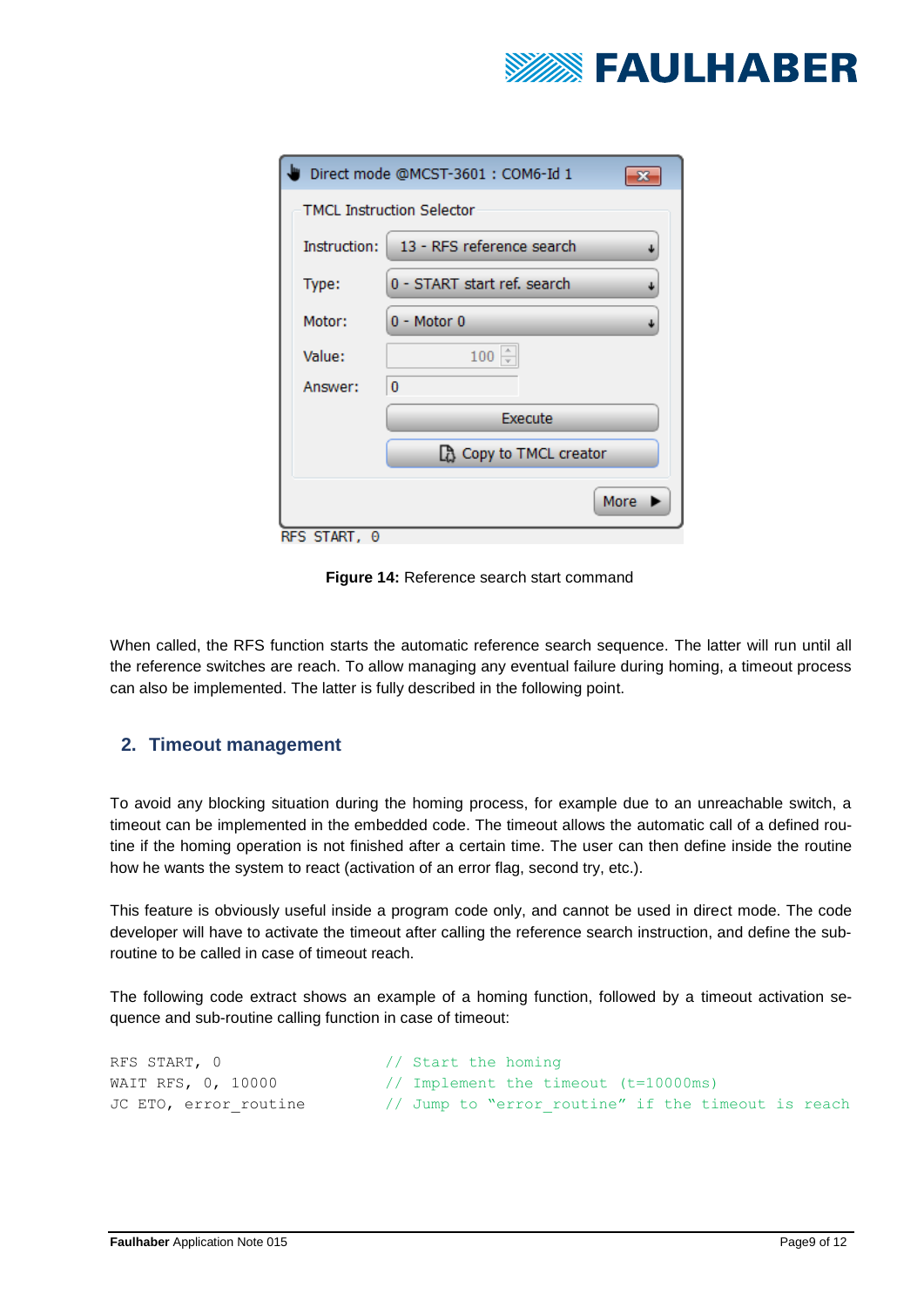Direct mode @MCST-3601 : COM6-Id 1

TMCL Instruction Selector

Instruction: 13 - RFS reference search

Type: 0 - START start ref. search

Motor: 0 - Motor 0

Value: 100

Answer: 0

Execute

Copy to TMCL creator

More

RFS START, 0

**Figure 14:** Reference search start command

When called, the RFS function starts the automatic reference search sequence. The latter will run until all the reference switches are reach. To allow managing any eventual failure during homing, a timeout process can also be implemented. The latter is fully described in the following point.

## 2. Timeout management

To avoid any blocking situation during the homing process, for example due to an unreachable switch, a timeout can be implemented in the embedded code. The timeout allows the automatic call of a defined routine if the homing operation is not finished after a certain time. The user can then define inside the routine how he wants the system to react (activation of an error flag, second try, etc.).

This feature is obviously useful inside a program code only, and cannot be used in direct mode. The code developer will have to activate the timeout after calling the reference search instruction, and define the sub-routine to be called in case of timeout reach.

The following code extract shows an example of a homing function, followed by a timeout activation sequence and sub-routine calling function in case of timeout:

```
RFS START, 0                // Start the homing
WAIT RFS, 0, 10000          // Implement the timeout (t=10000ms)
JC ETO, error_routine       // Jump to "error_routine" if the timeout is reach
```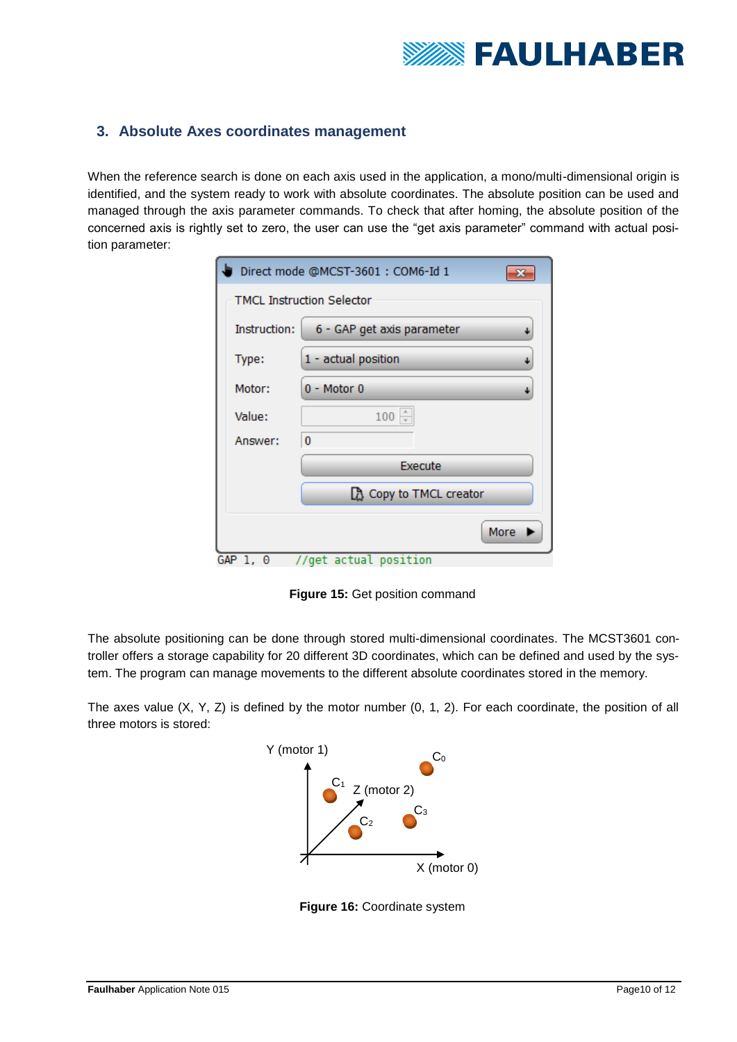## 3. Absolute Axes coordinates management

When the reference search is done on each axis used in the application, a mono/multi-dimensional origin is identified, and the system ready to work with absolute coordinates. The absolute position can be used and managed through the axis parameter commands. To check that after homing, the absolute position of the concerned axis is rightly set to zero, the user can use the "get axis parameter" command with actual position parameter:

```
GAP 1, 0    //get actual position
```

**Figure 15:** Get position command

The absolute positioning can be done through stored multi-dimensional coordinates. The MCST3601 controller offers a storage capability for 20 different 3D coordinates, which can be defined and used by the system. The program can manage movements to the different absolute coordinates stored in the memory.

The axes value (X, Y, Z) is defined by the motor number (0, 1, 2). For each coordinate, the position of all three motors is stored:

**Figure 16:** Coordinate system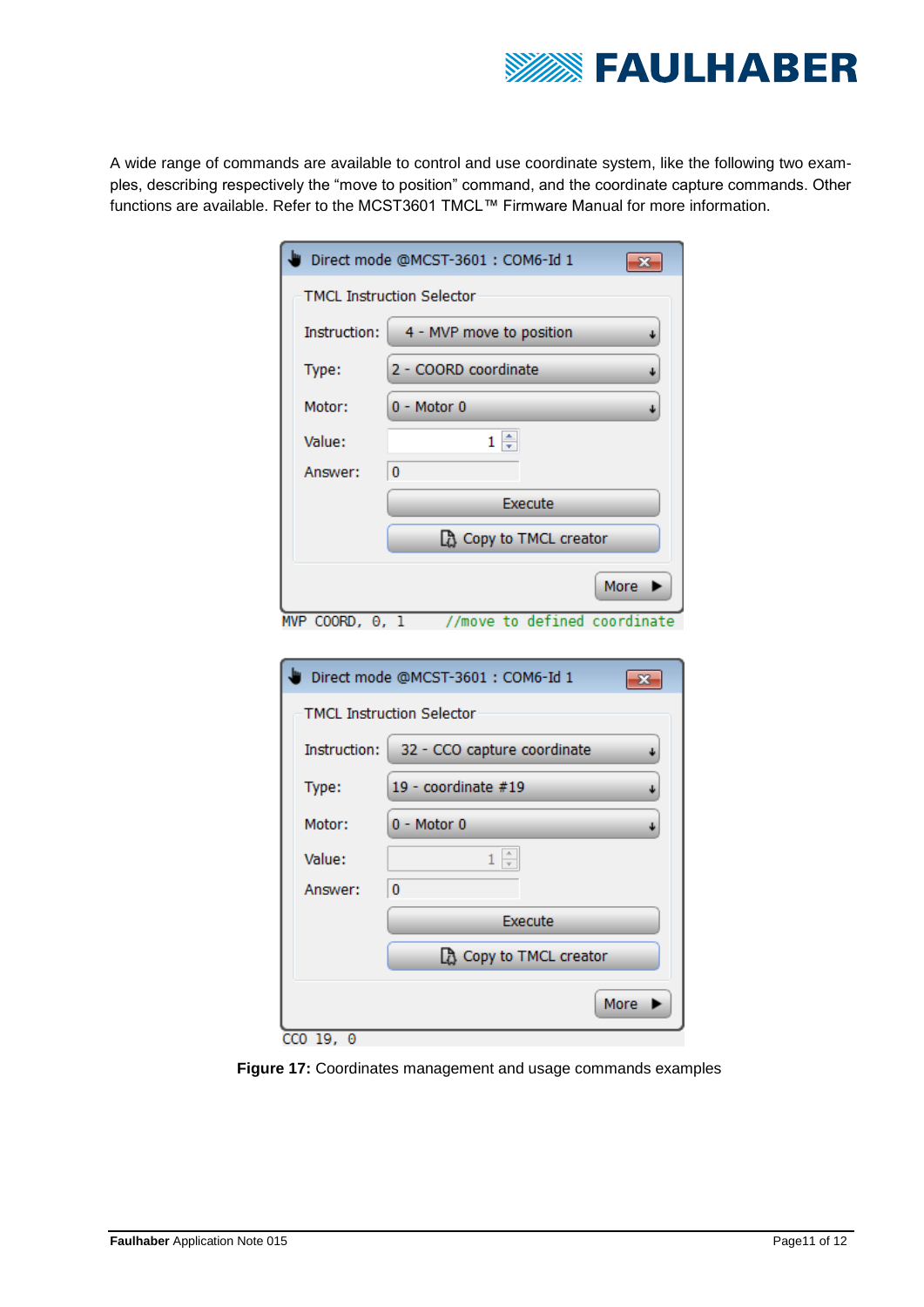A wide range of commands are available to control and use coordinate system, like the following two examples, describing respectively the "move to position" command, and the coordinate capture commands. Other functions are available. Refer to the MCST3601 TMCL™ Firmware Manual for more information.

Direct mode @MCST-3601 : COM6-Id 1

TMCL Instruction Selector

- Instruction: 4 - MVP move to position
- Type: 2 - COORD coordinate
- Motor: 0 - Motor 0
- Value: 1
- Answer: 0

Execute

Copy to TMCL creator

More

```
MVP COORD, 0, 1      //move to defined coordinate
```

Direct mode @MCST-3601 : COM6-Id 1

TMCL Instruction Selector

- Instruction: 32 - CCO capture coordinate
- Type: 19 - coordinate #19
- Motor: 0 - Motor 0
- Value: 1
- Answer: 0

Execute

Copy to TMCL creator

More

```
CCO 19, 0
```

**Figure 17:** Coordinates management and usage commands examples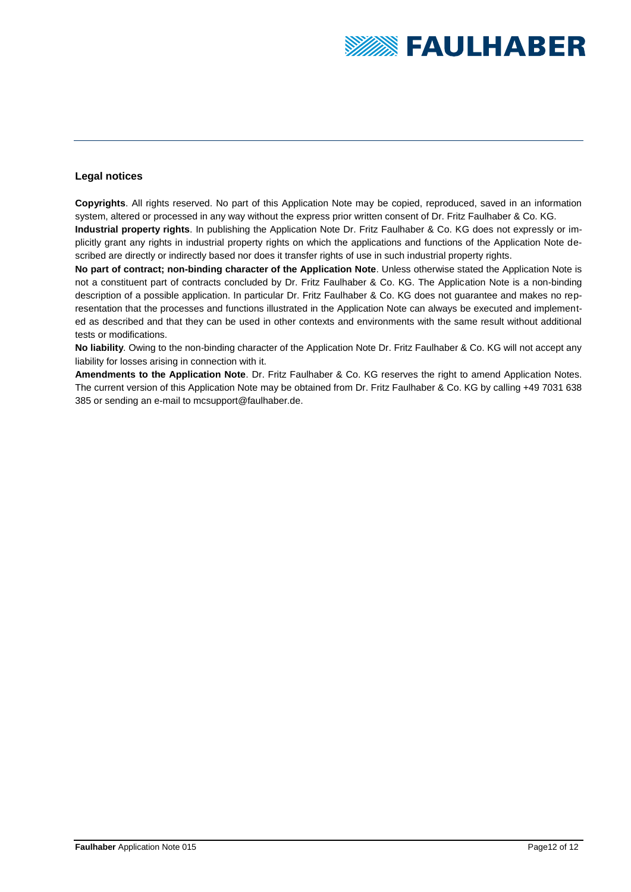## Legal notices

**Copyrights**. All rights reserved. No part of this Application Note may be copied, reproduced, saved in an information system, altered or processed in any way without the express prior written consent of Dr. Fritz Faulhaber & Co. KG.

**Industrial property rights**. In publishing the Application Note Dr. Fritz Faulhaber & Co. KG does not expressly or implicitly grant any rights in industrial property rights on which the applications and functions of the Application Note described are directly or indirectly based nor does it transfer rights of use in such industrial property rights.

**No part of contract; non-binding character of the Application Note**. Unless otherwise stated the Application Note is not a constituent part of contracts concluded by Dr. Fritz Faulhaber & Co. KG. The Application Note is a non-binding description of a possible application. In particular Dr. Fritz Faulhaber & Co. KG does not guarantee and makes no representation that the processes and functions illustrated in the Application Note can always be executed and implemented as described and that they can be used in other contexts and environments with the same result without additional tests or modifications.

**No liability**. Owing to the non-binding character of the Application Note Dr. Fritz Faulhaber & Co. KG will not accept any liability for losses arising in connection with it.

**Amendments to the Application Note**. Dr. Fritz Faulhaber & Co. KG reserves the right to amend Application Notes. The current version of this Application Note may be obtained from Dr. Fritz Faulhaber & Co. KG by calling +49 7031 638 385 or sending an e-mail to mcsupport@faulhaber.de.